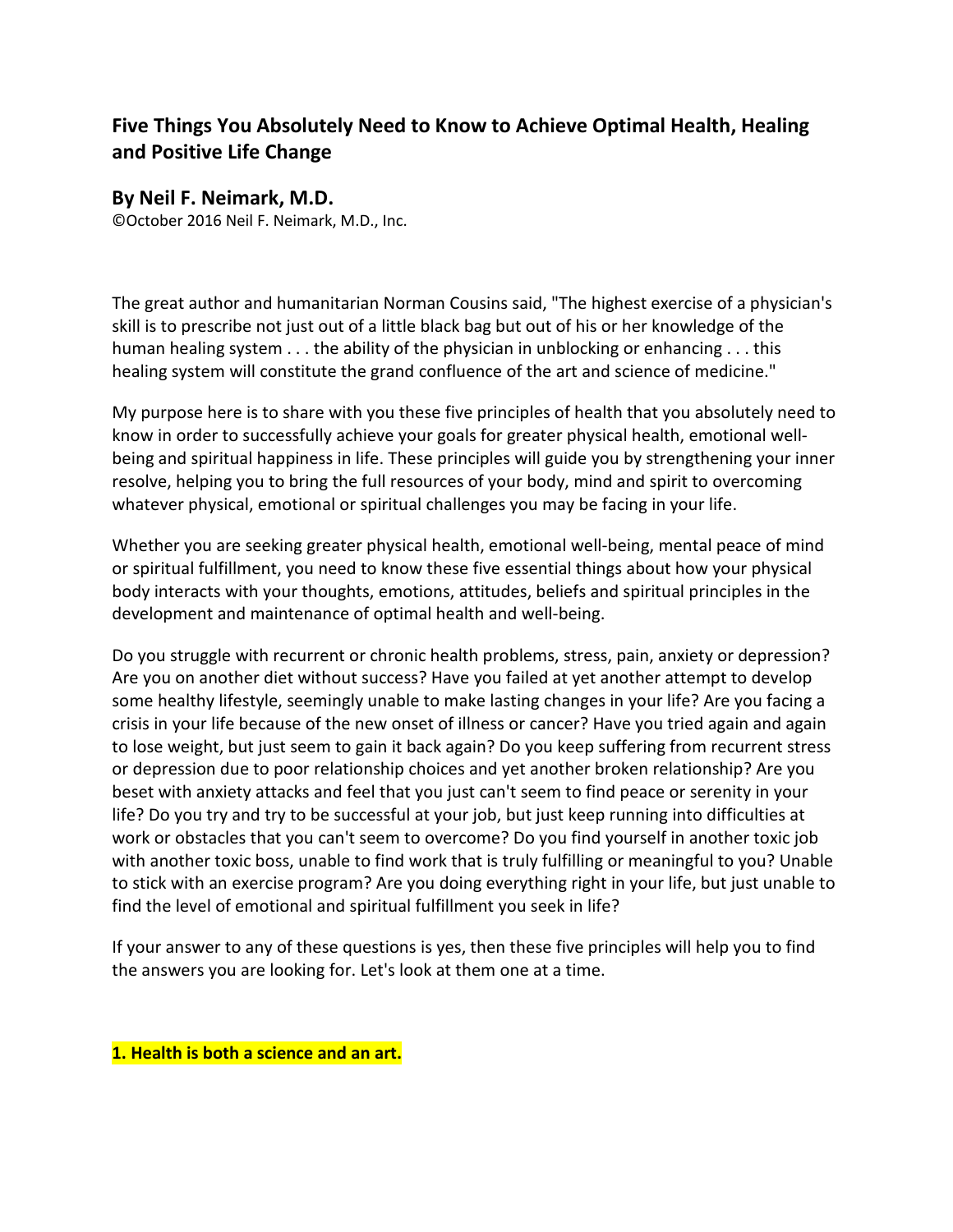# Five Things You Absolutely Need to Know to Achieve Optimal Health, Healing and Positive Life Change

## By Neil F. Neimark, M.D.

©October 2016 Neil F. Neimark, M.D., Inc.

The great author and humanitarian Norman Cousins said, "The highest exercise of a physician's skill is to prescribe not just out of a little black bag but out of his or her knowledge of the human healing system . . . the ability of the physician in unblocking or enhancing . . . this healing system will constitute the grand confluence of the art and science of medicine."

My purpose here is to share with you these five principles of health that you absolutely need to know in order to successfully achieve your goals for greater physical health, emotional well-being and spiritual happiness in life. These principles will guide you by strengthening your inner resolve, helping you to bring the full resources of your body, mind and spirit to overcoming whatever physical, emotional or spiritual challenges you may be facing in your life.

Whether you are seeking greater physical health, emotional well-being, mental peace of mind or spiritual fulfillment, you need to know these five essential things about how your physical body interacts with your thoughts, emotions, attitudes, beliefs and spiritual principles in the development and maintenance of optimal health and well-being.

Do you struggle with recurrent or chronic health problems, stress, pain, anxiety or depression? Are you on another diet without success? Have you failed at yet another attempt to develop some healthy lifestyle, seemingly unable to make lasting changes in your life? Are you facing a crisis in your life because of the new onset of illness or cancer? Have you tried again and again to lose weight, but just seem to gain it back again? Do you keep suffering from recurrent stress or depression due to poor relationship choices and yet another broken relationship? Are you beset with anxiety attacks and feel that you just can't seem to find peace or serenity in your life? Do you try and try to be successful at your job, but just keep running into difficulties at work or obstacles that you can't seem to overcome? Do you find yourself in another toxic job with another toxic boss, unable to find work that is truly fulfilling or meaningful to you? Unable to stick with an exercise program? Are you doing everything right in your life, but just unable to find the level of emotional and spiritual fulfillment you seek in life?

If your answer to any of these questions is yes, then these five principles will help you to find the answers you are looking for. Let's look at them one at a time.

**1. Health is both a science and an art.**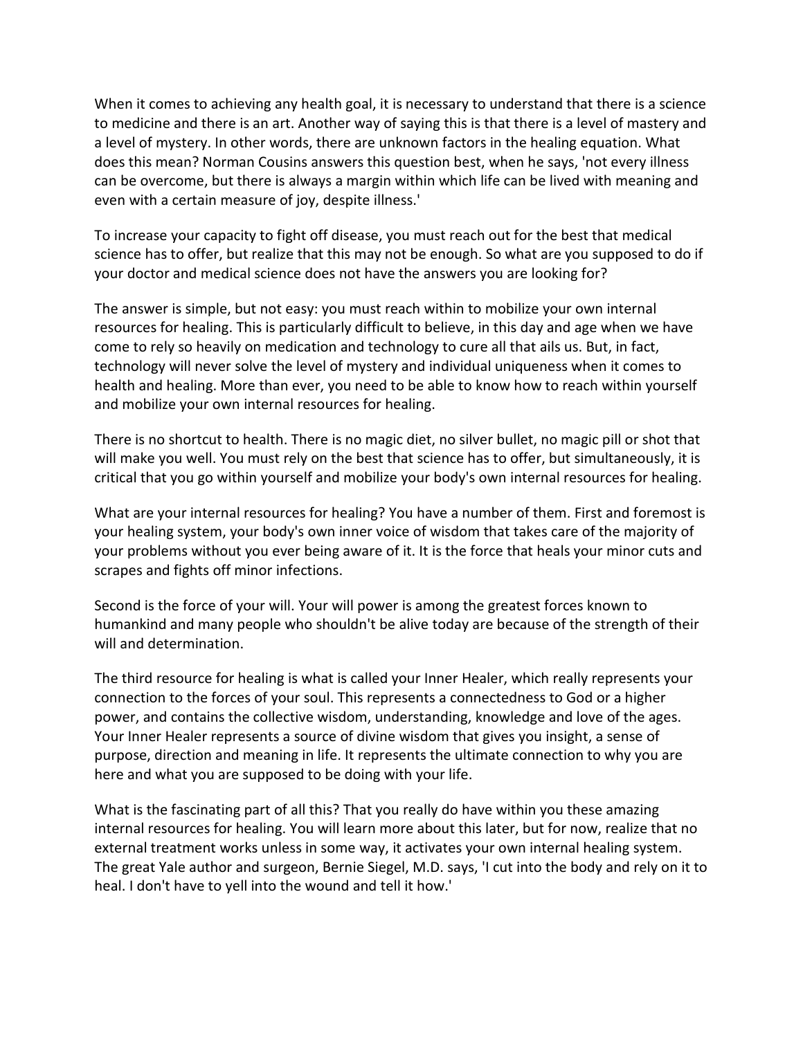When it comes to achieving any health goal, it is necessary to understand that there is a science to medicine and there is an art. Another way of saying this is that there is a level of mastery and a level of mystery. In other words, there are unknown factors in the healing equation. What does this mean? Norman Cousins answers this question best, when he says, 'not every illness can be overcome, but there is always a margin within which life can be lived with meaning and even with a certain measure of joy, despite illness.'

To increase your capacity to fight off disease, you must reach out for the best that medical science has to offer, but realize that this may not be enough. So what are you supposed to do if your doctor and medical science does not have the answers you are looking for?

The answer is simple, but not easy: you must reach within to mobilize your own internal resources for healing. This is particularly difficult to believe, in this day and age when we have come to rely so heavily on medication and technology to cure all that ails us. But, in fact, technology will never solve the level of mystery and individual uniqueness when it comes to health and healing. More than ever, you need to be able to know how to reach within yourself and mobilize your own internal resources for healing.

There is no shortcut to health. There is no magic diet, no silver bullet, no magic pill or shot that will make you well. You must rely on the best that science has to offer, but simultaneously, it is critical that you go within yourself and mobilize your body's own internal resources for healing.

What are your internal resources for healing? You have a number of them. First and foremost is your healing system, your body's own inner voice of wisdom that takes care of the majority of your problems without you ever being aware of it. It is the force that heals your minor cuts and scrapes and fights off minor infections.

Second is the force of your will. Your will power is among the greatest forces known to humankind and many people who shouldn't be alive today are because of the strength of their will and determination.

The third resource for healing is what is called your Inner Healer, which really represents your connection to the forces of your soul. This represents a connectedness to God or a higher power, and contains the collective wisdom, understanding, knowledge and love of the ages. Your Inner Healer represents a source of divine wisdom that gives you insight, a sense of purpose, direction and meaning in life. It represents the ultimate connection to why you are here and what you are supposed to be doing with your life.

What is the fascinating part of all this? That you really do have within you these amazing internal resources for healing. You will learn more about this later, but for now, realize that no external treatment works unless in some way, it activates your own internal healing system. The great Yale author and surgeon, Bernie Siegel, M.D. says, 'I cut into the body and rely on it to heal. I don't have to yell into the wound and tell it how.'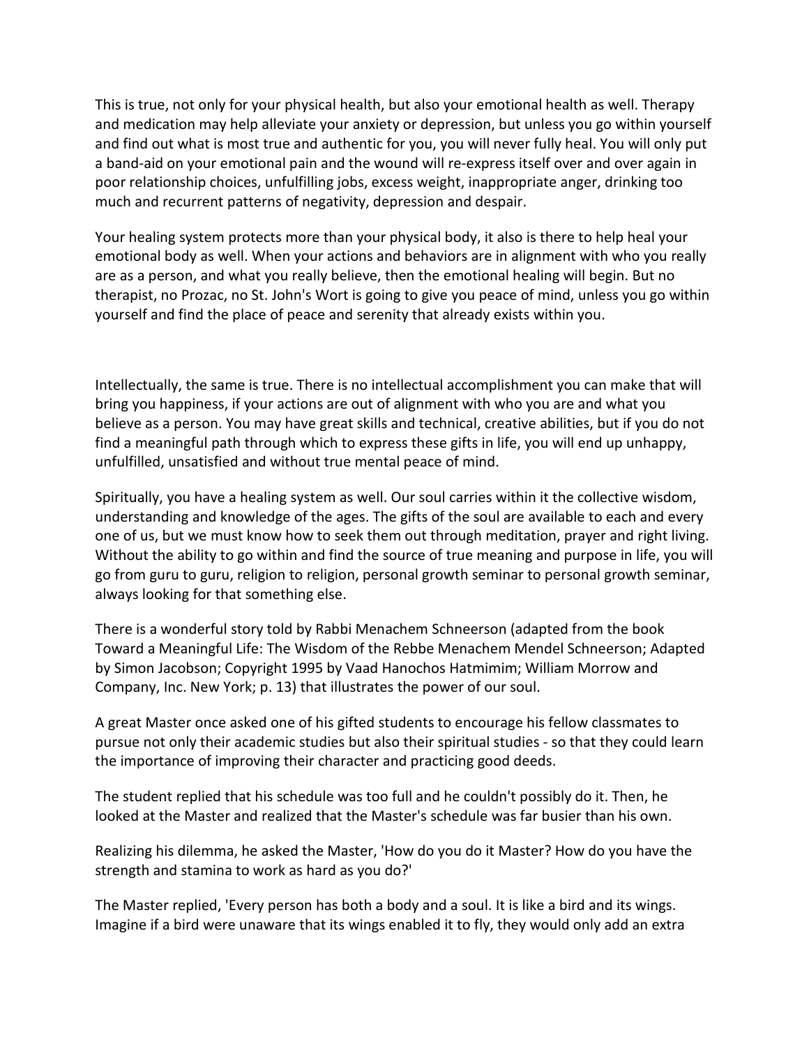This is true, not only for your physical health, but also your emotional health as well. Therapy and medication may help alleviate your anxiety or depression, but unless you go within yourself and find out what is most true and authentic for you, you will never fully heal. You will only put a band-aid on your emotional pain and the wound will re-express itself over and over again in poor relationship choices, unfulfilling jobs, excess weight, inappropriate anger, drinking too much and recurrent patterns of negativity, depression and despair.

Your healing system protects more than your physical body, it also is there to help heal your emotional body as well. When your actions and behaviors are in alignment with who you really are as a person, and what you really believe, then the emotional healing will begin. But no therapist, no Prozac, no St. John's Wort is going to give you peace of mind, unless you go within yourself and find the place of peace and serenity that already exists within you.

Intellectually, the same is true. There is no intellectual accomplishment you can make that will bring you happiness, if your actions are out of alignment with who you are and what you believe as a person. You may have great skills and technical, creative abilities, but if you do not find a meaningful path through which to express these gifts in life, you will end up unhappy, unfulfilled, unsatisfied and without true mental peace of mind.

Spiritually, you have a healing system as well. Our soul carries within it the collective wisdom, understanding and knowledge of the ages. The gifts of the soul are available to each and every one of us, but we must know how to seek them out through meditation, prayer and right living. Without the ability to go within and find the source of true meaning and purpose in life, you will go from guru to guru, religion to religion, personal growth seminar to personal growth seminar, always looking for that something else.

There is a wonderful story told by Rabbi Menachem Schneerson (adapted from the book Toward a Meaningful Life: The Wisdom of the Rebbe Menachem Mendel Schneerson; Adapted by Simon Jacobson; Copyright 1995 by Vaad Hanochos Hatmimim; William Morrow and Company, Inc. New York; p. 13) that illustrates the power of our soul.

A great Master once asked one of his gifted students to encourage his fellow classmates to pursue not only their academic studies but also their spiritual studies - so that they could learn the importance of improving their character and practicing good deeds.

The student replied that his schedule was too full and he couldn't possibly do it. Then, he looked at the Master and realized that the Master's schedule was far busier than his own.

Realizing his dilemma, he asked the Master, 'How do you do it Master? How do you have the strength and stamina to work as hard as you do?'

The Master replied, 'Every person has both a body and a soul. It is like a bird and its wings. Imagine if a bird were unaware that its wings enabled it to fly, they would only add an extra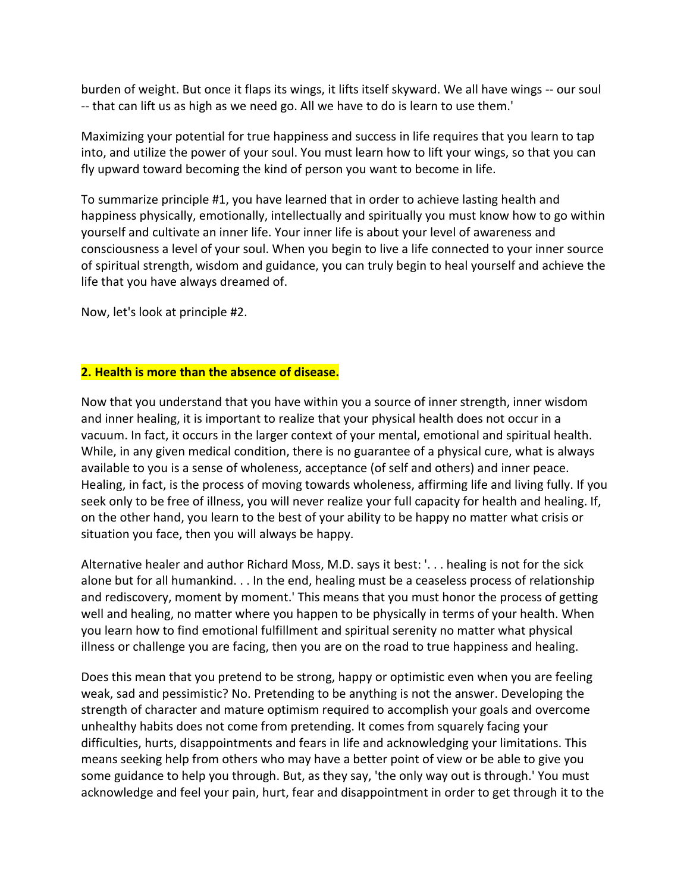burden of weight. But once it flaps its wings, it lifts itself skyward. We all have wings -- our soul -- that can lift us as high as we need go. All we have to do is learn to use them.'

Maximizing your potential for true happiness and success in life requires that you learn to tap into, and utilize the power of your soul. You must learn how to lift your wings, so that you can fly upward toward becoming the kind of person you want to become in life.

To summarize principle #1, you have learned that in order to achieve lasting health and happiness physically, emotionally, intellectually and spiritually you must know how to go within yourself and cultivate an inner life. Your inner life is about your level of awareness and consciousness a level of your soul. When you begin to live a life connected to your inner source of spiritual strength, wisdom and guidance, you can truly begin to heal yourself and achieve the life that you have always dreamed of.

Now, let's look at principle #2.

## 2. Health is more than the absence of disease.

Now that you understand that you have within you a source of inner strength, inner wisdom and inner healing, it is important to realize that your physical health does not occur in a vacuum. In fact, it occurs in the larger context of your mental, emotional and spiritual health. While, in any given medical condition, there is no guarantee of a physical cure, what is always available to you is a sense of wholeness, acceptance (of self and others) and inner peace. Healing, in fact, is the process of moving towards wholeness, affirming life and living fully. If you seek only to be free of illness, you will never realize your full capacity for health and healing. If, on the other hand, you learn to the best of your ability to be happy no matter what crisis or situation you face, then you will always be happy.

Alternative healer and author Richard Moss, M.D. says it best: '. . . healing is not for the sick alone but for all humankind. . . In the end, healing must be a ceaseless process of relationship and rediscovery, moment by moment.' This means that you must honor the process of getting well and healing, no matter where you happen to be physically in terms of your health. When you learn how to find emotional fulfillment and spiritual serenity no matter what physical illness or challenge you are facing, then you are on the road to true happiness and healing.

Does this mean that you pretend to be strong, happy or optimistic even when you are feeling weak, sad and pessimistic? No. Pretending to be anything is not the answer. Developing the strength of character and mature optimism required to accomplish your goals and overcome unhealthy habits does not come from pretending. It comes from squarely facing your difficulties, hurts, disappointments and fears in life and acknowledging your limitations. This means seeking help from others who may have a better point of view or be able to give you some guidance to help you through. But, as they say, 'the only way out is through.' You must acknowledge and feel your pain, hurt, fear and disappointment in order to get through it to the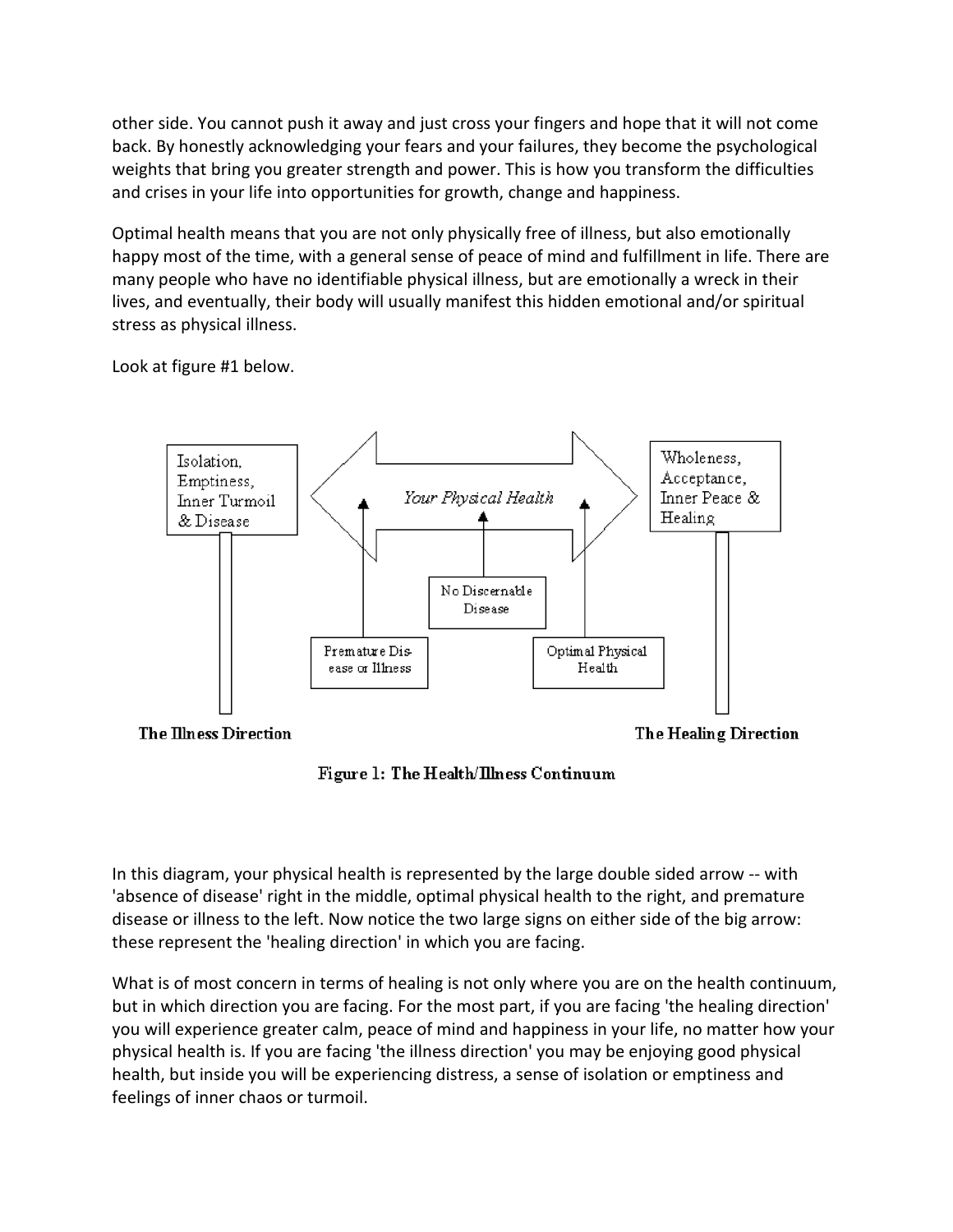other side. You cannot push it away and just cross your fingers and hope that it will not come back. By honestly acknowledging your fears and your failures, they become the psychological weights that bring you greater strength and power. This is how you transform the difficulties and crises in your life into opportunities for growth, change and happiness.

Optimal health means that you are not only physically free of illness, but also emotionally happy most of the time, with a general sense of peace of mind and fulfillment in life. There are many people who have no identifiable physical illness, but are emotionally a wreck in their lives, and eventually, their body will usually manifest this hidden emotional and/or spiritual stress as physical illness.

Look at figure #1 below.

**Figure 1: The Health/Illness Continuum**

In this diagram, your physical health is represented by the large double sided arrow -- with 'absence of disease' right in the middle, optimal physical health to the right, and premature disease or illness to the left. Now notice the two large signs on either side of the big arrow: these represent the 'healing direction' in which you are facing.

What is of most concern in terms of healing is not only where you are on the health continuum, but in which direction you are facing. For the most part, if you are facing 'the healing direction' you will experience greater calm, peace of mind and happiness in your life, no matter how your physical health is. If you are facing 'the illness direction' you may be enjoying good physical health, but inside you will be experiencing distress, a sense of isolation or emptiness and feelings of inner chaos or turmoil.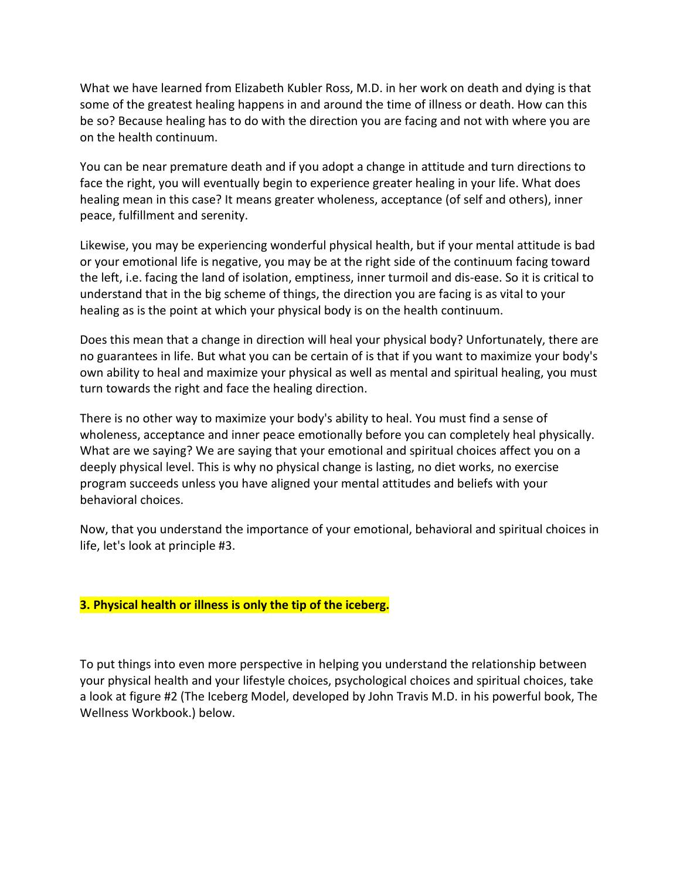What we have learned from Elizabeth Kubler Ross, M.D. in her work on death and dying is that some of the greatest healing happens in and around the time of illness or death. How can this be so? Because healing has to do with the direction you are facing and not with where you are on the health continuum.

You can be near premature death and if you adopt a change in attitude and turn directions to face the right, you will eventually begin to experience greater healing in your life. What does healing mean in this case? It means greater wholeness, acceptance (of self and others), inner peace, fulfillment and serenity.

Likewise, you may be experiencing wonderful physical health, but if your mental attitude is bad or your emotional life is negative, you may be at the right side of the continuum facing toward the left, i.e. facing the land of isolation, emptiness, inner turmoil and dis-ease. So it is critical to understand that in the big scheme of things, the direction you are facing is as vital to your healing as is the point at which your physical body is on the health continuum.

Does this mean that a change in direction will heal your physical body? Unfortunately, there are no guarantees in life. But what you can be certain of is that if you want to maximize your body's own ability to heal and maximize your physical as well as mental and spiritual healing, you must turn towards the right and face the healing direction.

There is no other way to maximize your body's ability to heal. You must find a sense of wholeness, acceptance and inner peace emotionally before you can completely heal physically. What are we saying? We are saying that your emotional and spiritual choices affect you on a deeply physical level. This is why no physical change is lasting, no diet works, no exercise program succeeds unless you have aligned your mental attitudes and beliefs with your behavioral choices.

Now, that you understand the importance of your emotional, behavioral and spiritual choices in life, let's look at principle #3.

**3. Physical health or illness is only the tip of the iceberg.**

To put things into even more perspective in helping you understand the relationship between your physical health and your lifestyle choices, psychological choices and spiritual choices, take a look at figure #2 (The Iceberg Model, developed by John Travis M.D. in his powerful book, The Wellness Workbook.) below.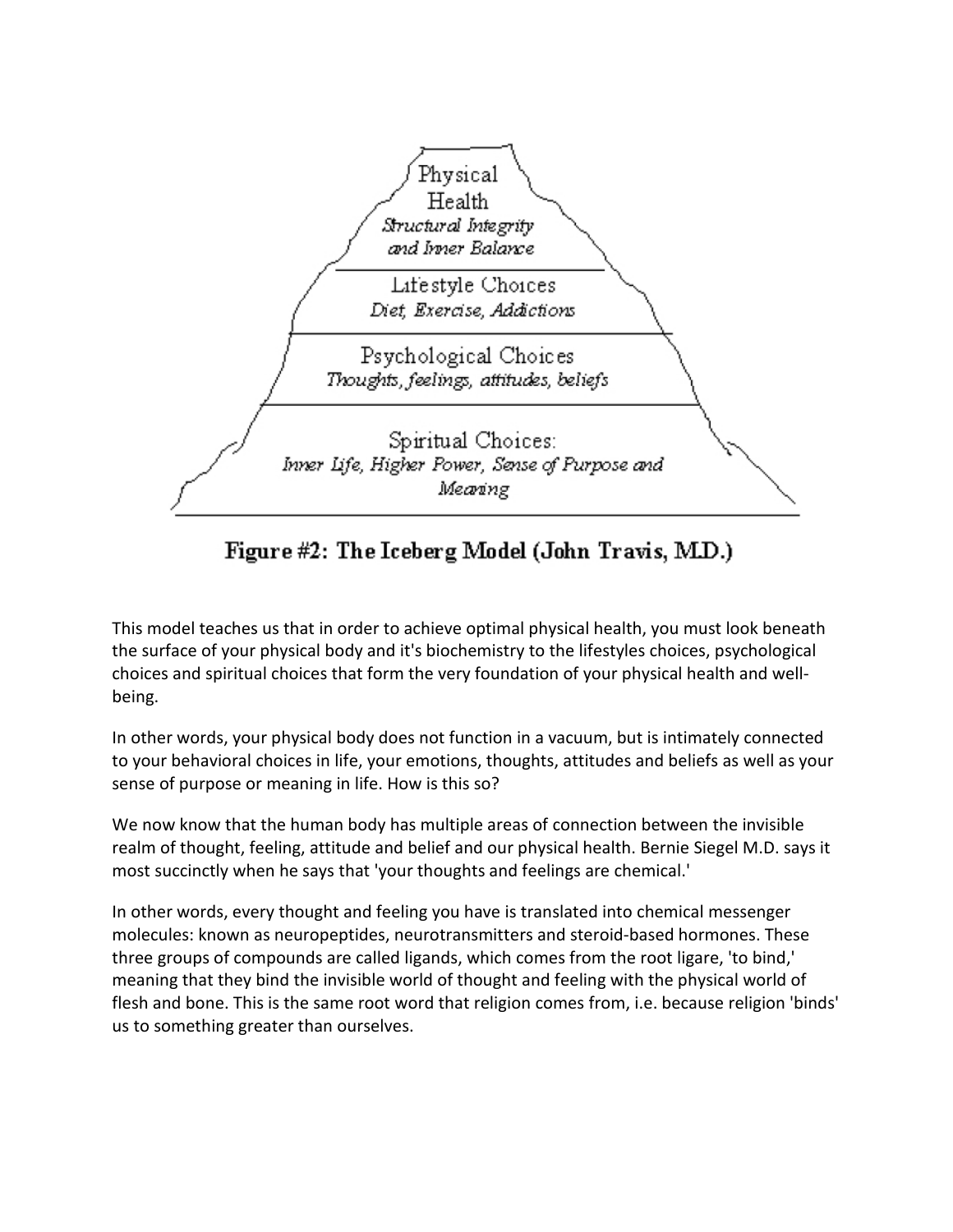Physical Health
*Structural Integrity and Inner Balance*

Lifestyle Choices
*Diet, Exercise, Addictions*

Psychological Choices
*Thoughts, feelings, attitudes, beliefs*

Spiritual Choices:
*Inner Life, Higher Power, Sense of Purpose and Meaning*

**Figure #2: The Iceberg Model (John Travis, M.D.)**

This model teaches us that in order to achieve optimal physical health, you must look beneath the surface of your physical body and it's biochemistry to the lifestyles choices, psychological choices and spiritual choices that form the very foundation of your physical health and well-being.

In other words, your physical body does not function in a vacuum, but is intimately connected to your behavioral choices in life, your emotions, thoughts, attitudes and beliefs as well as your sense of purpose or meaning in life. How is this so?

We now know that the human body has multiple areas of connection between the invisible realm of thought, feeling, attitude and belief and our physical health. Bernie Siegel M.D. says it most succinctly when he says that 'your thoughts and feelings are chemical.'

In other words, every thought and feeling you have is translated into chemical messenger molecules: known as neuropeptides, neurotransmitters and steroid-based hormones. These three groups of compounds are called ligands, which comes from the root ligare, 'to bind,' meaning that they bind the invisible world of thought and feeling with the physical world of flesh and bone. This is the same root word that religion comes from, i.e. because religion 'binds' us to something greater than ourselves.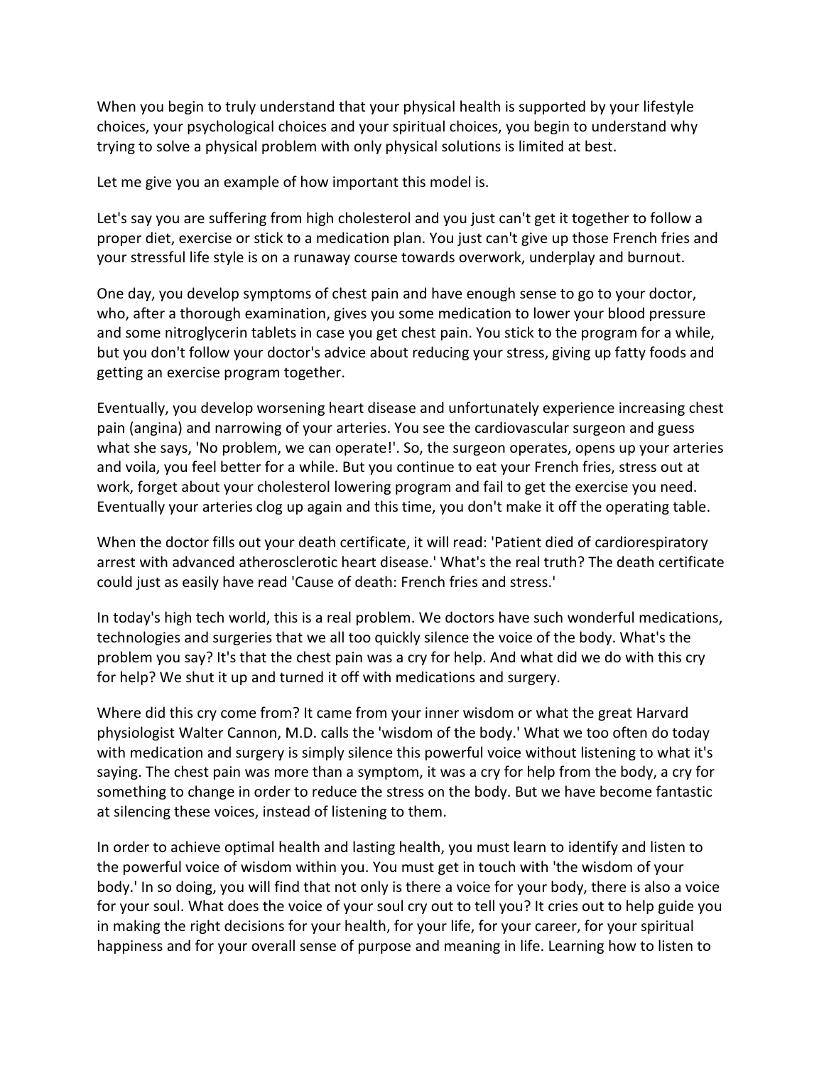When you begin to truly understand that your physical health is supported by your lifestyle choices, your psychological choices and your spiritual choices, you begin to understand why trying to solve a physical problem with only physical solutions is limited at best.

Let me give you an example of how important this model is.

Let's say you are suffering from high cholesterol and you just can't get it together to follow a proper diet, exercise or stick to a medication plan. You just can't give up those French fries and your stressful life style is on a runaway course towards overwork, underplay and burnout.

One day, you develop symptoms of chest pain and have enough sense to go to your doctor, who, after a thorough examination, gives you some medication to lower your blood pressure and some nitroglycerin tablets in case you get chest pain. You stick to the program for a while, but you don't follow your doctor's advice about reducing your stress, giving up fatty foods and getting an exercise program together.

Eventually, you develop worsening heart disease and unfortunately experience increasing chest pain (angina) and narrowing of your arteries. You see the cardiovascular surgeon and guess what she says, 'No problem, we can operate!'. So, the surgeon operates, opens up your arteries and voila, you feel better for a while. But you continue to eat your French fries, stress out at work, forget about your cholesterol lowering program and fail to get the exercise you need. Eventually your arteries clog up again and this time, you don't make it off the operating table.

When the doctor fills out your death certificate, it will read: 'Patient died of cardiorespiratory arrest with advanced atherosclerotic heart disease.' What's the real truth? The death certificate could just as easily have read 'Cause of death: French fries and stress.'

In today's high tech world, this is a real problem. We doctors have such wonderful medications, technologies and surgeries that we all too quickly silence the voice of the body. What's the problem you say? It's that the chest pain was a cry for help. And what did we do with this cry for help? We shut it up and turned it off with medications and surgery.

Where did this cry come from? It came from your inner wisdom or what the great Harvard physiologist Walter Cannon, M.D. calls the 'wisdom of the body.' What we too often do today with medication and surgery is simply silence this powerful voice without listening to what it's saying. The chest pain was more than a symptom, it was a cry for help from the body, a cry for something to change in order to reduce the stress on the body. But we have become fantastic at silencing these voices, instead of listening to them.

In order to achieve optimal health and lasting health, you must learn to identify and listen to the powerful voice of wisdom within you. You must get in touch with 'the wisdom of your body.' In so doing, you will find that not only is there a voice for your body, there is also a voice for your soul. What does the voice of your soul cry out to tell you? It cries out to help guide you in making the right decisions for your health, for your life, for your career, for your spiritual happiness and for your overall sense of purpose and meaning in life. Learning how to listen to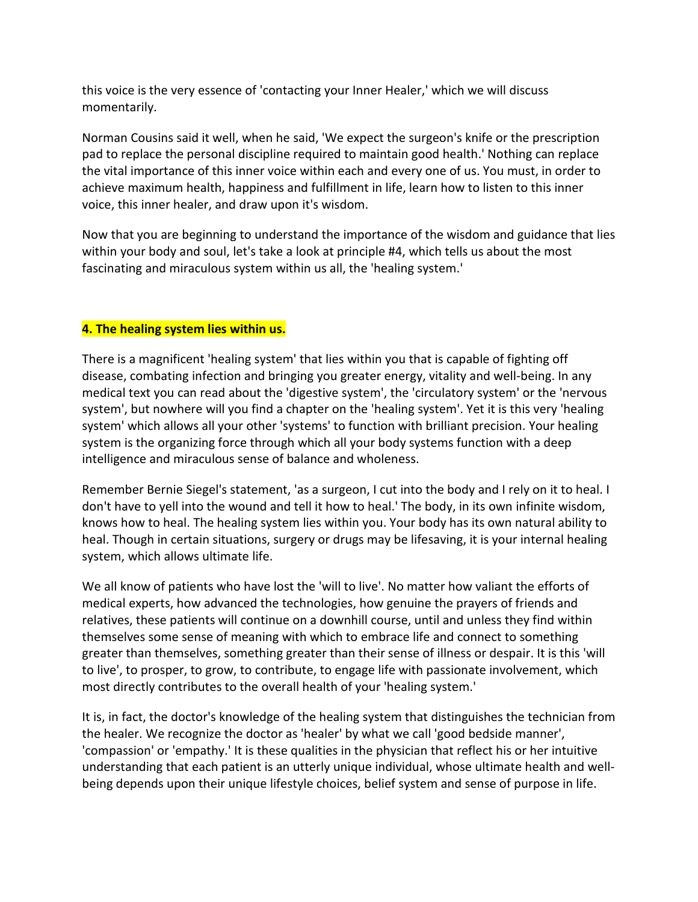this voice is the very essence of 'contacting your Inner Healer,' which we will discuss momentarily.

Norman Cousins said it well, when he said, 'We expect the surgeon's knife or the prescription pad to replace the personal discipline required to maintain good health.' Nothing can replace the vital importance of this inner voice within each and every one of us. You must, in order to achieve maximum health, happiness and fulfillment in life, learn how to listen to this inner voice, this inner healer, and draw upon it's wisdom.

Now that you are beginning to understand the importance of the wisdom and guidance that lies within your body and soul, let's take a look at principle #4, which tells us about the most fascinating and miraculous system within us all, the 'healing system.'

**4. The healing system lies within us.**

There is a magnificent 'healing system' that lies within you that is capable of fighting off disease, combating infection and bringing you greater energy, vitality and well-being. In any medical text you can read about the 'digestive system', the 'circulatory system' or the 'nervous system', but nowhere will you find a chapter on the 'healing system'. Yet it is this very 'healing system' which allows all your other 'systems' to function with brilliant precision. Your healing system is the organizing force through which all your body systems function with a deep intelligence and miraculous sense of balance and wholeness.

Remember Bernie Siegel's statement, 'as a surgeon, I cut into the body and I rely on it to heal. I don't have to yell into the wound and tell it how to heal.' The body, in its own infinite wisdom, knows how to heal. The healing system lies within you. Your body has its own natural ability to heal. Though in certain situations, surgery or drugs may be lifesaving, it is your internal healing system, which allows ultimate life.

We all know of patients who have lost the 'will to live'. No matter how valiant the efforts of medical experts, how advanced the technologies, how genuine the prayers of friends and relatives, these patients will continue on a downhill course, until and unless they find within themselves some sense of meaning with which to embrace life and connect to something greater than themselves, something greater than their sense of illness or despair. It is this 'will to live', to prosper, to grow, to contribute, to engage life with passionate involvement, which most directly contributes to the overall health of your 'healing system.'

It is, in fact, the doctor's knowledge of the healing system that distinguishes the technician from the healer. We recognize the doctor as 'healer' by what we call 'good bedside manner', 'compassion' or 'empathy.' It is these qualities in the physician that reflect his or her intuitive understanding that each patient is an utterly unique individual, whose ultimate health and well-being depends upon their unique lifestyle choices, belief system and sense of purpose in life.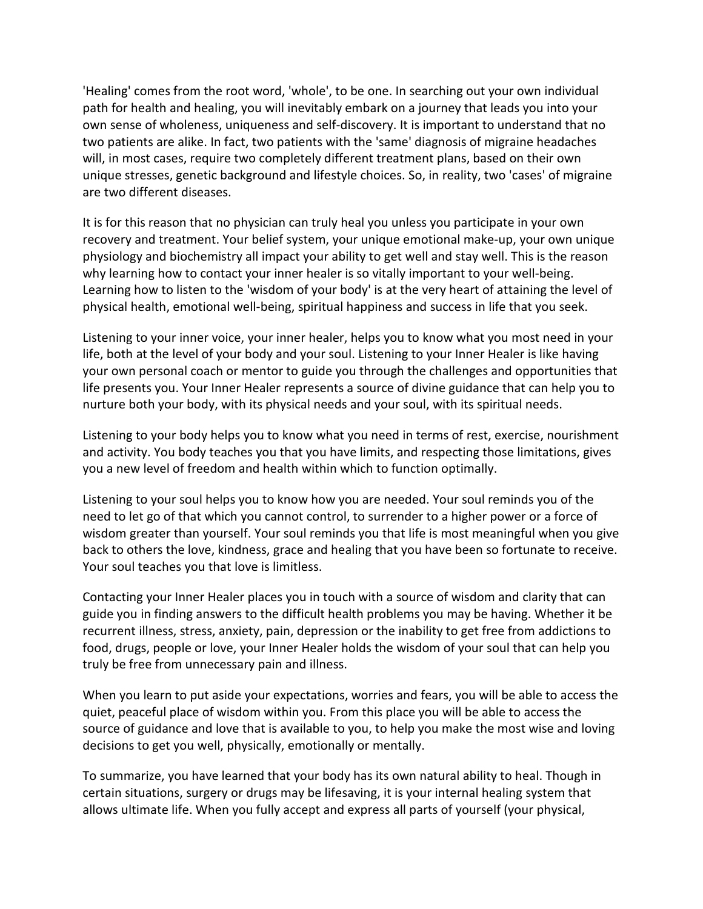'Healing' comes from the root word, 'whole', to be one. In searching out your own individual path for health and healing, you will inevitably embark on a journey that leads you into your own sense of wholeness, uniqueness and self-discovery. It is important to understand that no two patients are alike. In fact, two patients with the 'same' diagnosis of migraine headaches will, in most cases, require two completely different treatment plans, based on their own unique stresses, genetic background and lifestyle choices. So, in reality, two 'cases' of migraine are two different diseases.

It is for this reason that no physician can truly heal you unless you participate in your own recovery and treatment. Your belief system, your unique emotional make-up, your own unique physiology and biochemistry all impact your ability to get well and stay well. This is the reason why learning how to contact your inner healer is so vitally important to your well-being. Learning how to listen to the 'wisdom of your body' is at the very heart of attaining the level of physical health, emotional well-being, spiritual happiness and success in life that you seek.

Listening to your inner voice, your inner healer, helps you to know what you most need in your life, both at the level of your body and your soul. Listening to your Inner Healer is like having your own personal coach or mentor to guide you through the challenges and opportunities that life presents you. Your Inner Healer represents a source of divine guidance that can help you to nurture both your body, with its physical needs and your soul, with its spiritual needs.

Listening to your body helps you to know what you need in terms of rest, exercise, nourishment and activity. You body teaches you that you have limits, and respecting those limitations, gives you a new level of freedom and health within which to function optimally.

Listening to your soul helps you to know how you are needed. Your soul reminds you of the need to let go of that which you cannot control, to surrender to a higher power or a force of wisdom greater than yourself. Your soul reminds you that life is most meaningful when you give back to others the love, kindness, grace and healing that you have been so fortunate to receive. Your soul teaches you that love is limitless.

Contacting your Inner Healer places you in touch with a source of wisdom and clarity that can guide you in finding answers to the difficult health problems you may be having. Whether it be recurrent illness, stress, anxiety, pain, depression or the inability to get free from addictions to food, drugs, people or love, your Inner Healer holds the wisdom of your soul that can help you truly be free from unnecessary pain and illness.

When you learn to put aside your expectations, worries and fears, you will be able to access the quiet, peaceful place of wisdom within you. From this place you will be able to access the source of guidance and love that is available to you, to help you make the most wise and loving decisions to get you well, physically, emotionally or mentally.

To summarize, you have learned that your body has its own natural ability to heal. Though in certain situations, surgery or drugs may be lifesaving, it is your internal healing system that allows ultimate life. When you fully accept and express all parts of yourself (your physical,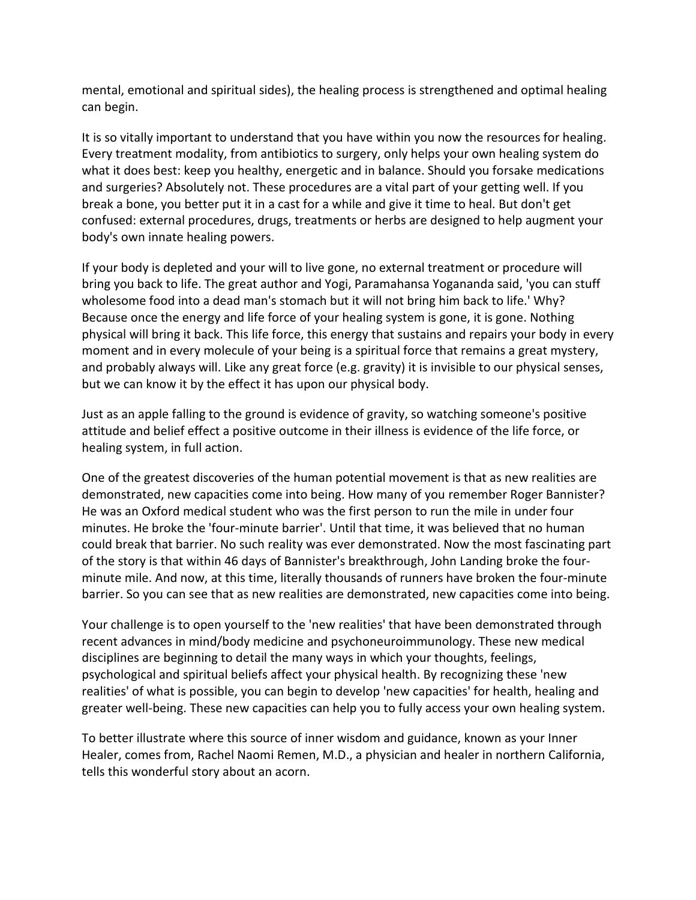mental, emotional and spiritual sides), the healing process is strengthened and optimal healing can begin.

It is so vitally important to understand that you have within you now the resources for healing. Every treatment modality, from antibiotics to surgery, only helps your own healing system do what it does best: keep you healthy, energetic and in balance. Should you forsake medications and surgeries? Absolutely not. These procedures are a vital part of your getting well. If you break a bone, you better put it in a cast for a while and give it time to heal. But don't get confused: external procedures, drugs, treatments or herbs are designed to help augment your body's own innate healing powers.

If your body is depleted and your will to live gone, no external treatment or procedure will bring you back to life. The great author and Yogi, Paramahansa Yogananda said, 'you can stuff wholesome food into a dead man's stomach but it will not bring him back to life.' Why? Because once the energy and life force of your healing system is gone, it is gone. Nothing physical will bring it back. This life force, this energy that sustains and repairs your body in every moment and in every molecule of your being is a spiritual force that remains a great mystery, and probably always will. Like any great force (e.g. gravity) it is invisible to our physical senses, but we can know it by the effect it has upon our physical body.

Just as an apple falling to the ground is evidence of gravity, so watching someone's positive attitude and belief effect a positive outcome in their illness is evidence of the life force, or healing system, in full action.

One of the greatest discoveries of the human potential movement is that as new realities are demonstrated, new capacities come into being. How many of you remember Roger Bannister? He was an Oxford medical student who was the first person to run the mile in under four minutes. He broke the 'four-minute barrier'. Until that time, it was believed that no human could break that barrier. No such reality was ever demonstrated. Now the most fascinating part of the story is that within 46 days of Bannister's breakthrough, John Landing broke the four-minute mile. And now, at this time, literally thousands of runners have broken the four-minute barrier. So you can see that as new realities are demonstrated, new capacities come into being.

Your challenge is to open yourself to the 'new realities' that have been demonstrated through recent advances in mind/body medicine and psychoneuroimmunology. These new medical disciplines are beginning to detail the many ways in which your thoughts, feelings, psychological and spiritual beliefs affect your physical health. By recognizing these 'new realities' of what is possible, you can begin to develop 'new capacities' for health, healing and greater well-being. These new capacities can help you to fully access your own healing system.

To better illustrate where this source of inner wisdom and guidance, known as your Inner Healer, comes from, Rachel Naomi Remen, M.D., a physician and healer in northern California, tells this wonderful story about an acorn.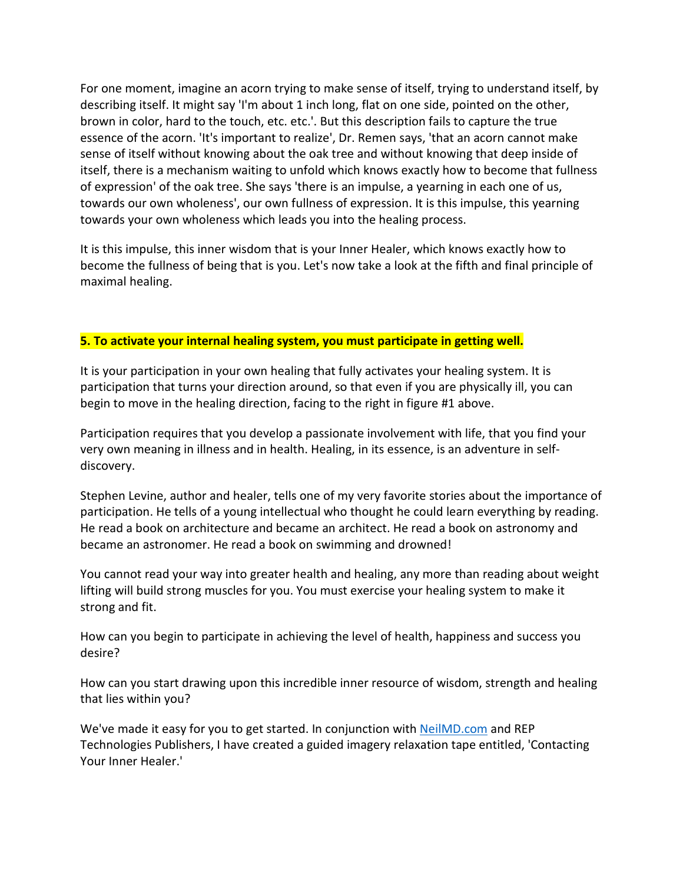For one moment, imagine an acorn trying to make sense of itself, trying to understand itself, by describing itself. It might say 'I'm about 1 inch long, flat on one side, pointed on the other, brown in color, hard to the touch, etc. etc.'. But this description fails to capture the true essence of the acorn. 'It's important to realize', Dr. Remen says, 'that an acorn cannot make sense of itself without knowing about the oak tree and without knowing that deep inside of itself, there is a mechanism waiting to unfold which knows exactly how to become that fullness of expression' of the oak tree. She says 'there is an impulse, a yearning in each one of us, towards our own wholeness', our own fullness of expression. It is this impulse, this yearning towards your own wholeness which leads you into the healing process.

It is this impulse, this inner wisdom that is your Inner Healer, which knows exactly how to become the fullness of being that is you. Let's now take a look at the fifth and final principle of maximal healing.

**5. To activate your internal healing system, you must participate in getting well.**

It is your participation in your own healing that fully activates your healing system. It is participation that turns your direction around, so that even if you are physically ill, you can begin to move in the healing direction, facing to the right in figure #1 above.

Participation requires that you develop a passionate involvement with life, that you find your very own meaning in illness and in health. Healing, in its essence, is an adventure in self-discovery.

Stephen Levine, author and healer, tells one of my very favorite stories about the importance of participation. He tells of a young intellectual who thought he could learn everything by reading. He read a book on architecture and became an architect. He read a book on astronomy and became an astronomer. He read a book on swimming and drowned!

You cannot read your way into greater health and healing, any more than reading about weight lifting will build strong muscles for you. You must exercise your healing system to make it strong and fit.

How can you begin to participate in achieving the level of health, happiness and success you desire?

How can you start drawing upon this incredible inner resource of wisdom, strength and healing that lies within you?

We've made it easy for you to get started. In conjunction with NeilMD.com and REP Technologies Publishers, I have created a guided imagery relaxation tape entitled, 'Contacting Your Inner Healer.'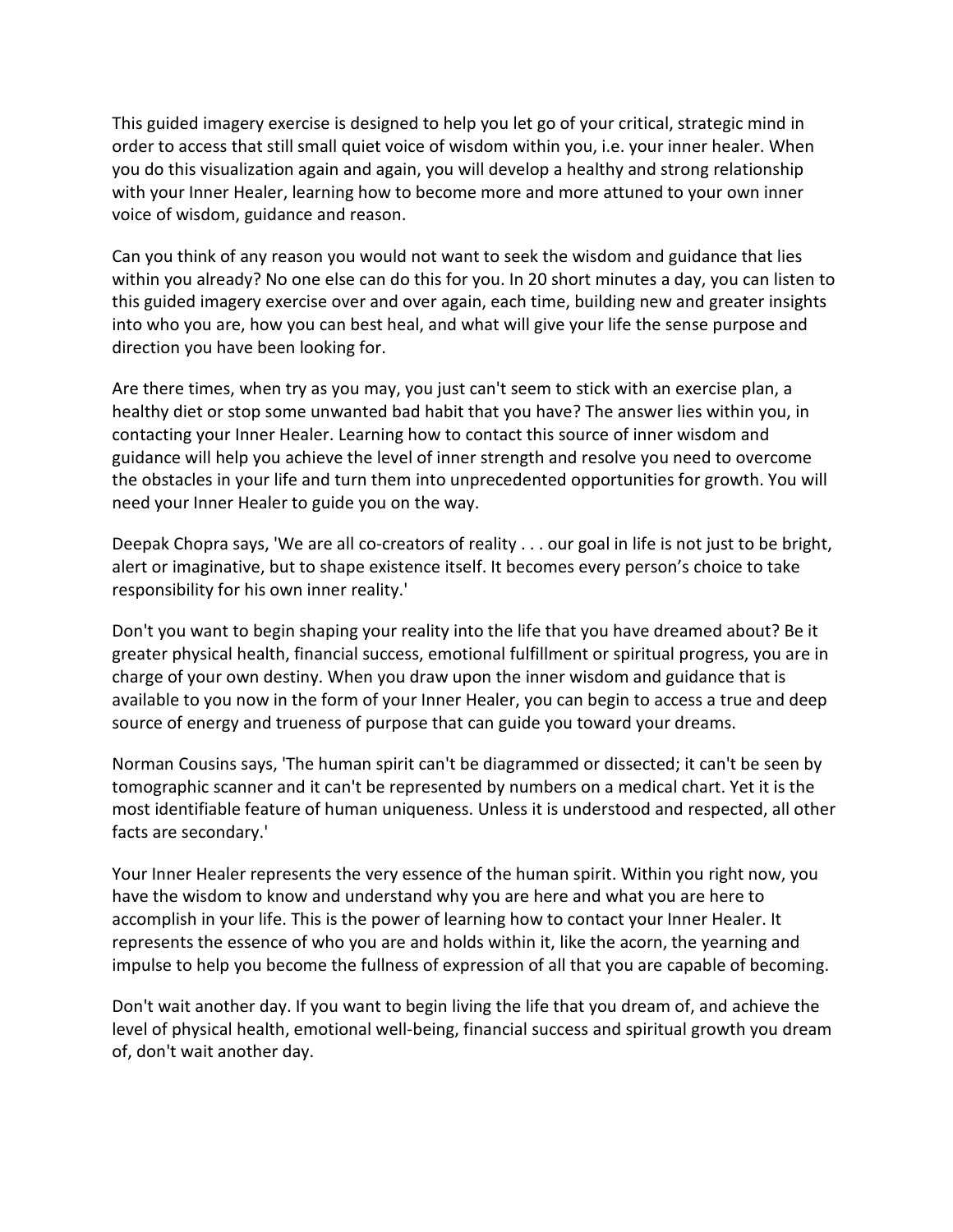This guided imagery exercise is designed to help you let go of your critical, strategic mind in order to access that still small quiet voice of wisdom within you, i.e. your inner healer. When you do this visualization again and again, you will develop a healthy and strong relationship with your Inner Healer, learning how to become more and more attuned to your own inner voice of wisdom, guidance and reason.

Can you think of any reason you would not want to seek the wisdom and guidance that lies within you already? No one else can do this for you. In 20 short minutes a day, you can listen to this guided imagery exercise over and over again, each time, building new and greater insights into who you are, how you can best heal, and what will give your life the sense purpose and direction you have been looking for.

Are there times, when try as you may, you just can't seem to stick with an exercise plan, a healthy diet or stop some unwanted bad habit that you have? The answer lies within you, in contacting your Inner Healer. Learning how to contact this source of inner wisdom and guidance will help you achieve the level of inner strength and resolve you need to overcome the obstacles in your life and turn them into unprecedented opportunities for growth. You will need your Inner Healer to guide you on the way.

Deepak Chopra says, 'We are all co-creators of reality . . . our goal in life is not just to be bright, alert or imaginative, but to shape existence itself. It becomes every person's choice to take responsibility for his own inner reality.'

Don't you want to begin shaping your reality into the life that you have dreamed about? Be it greater physical health, financial success, emotional fulfillment or spiritual progress, you are in charge of your own destiny. When you draw upon the inner wisdom and guidance that is available to you now in the form of your Inner Healer, you can begin to access a true and deep source of energy and trueness of purpose that can guide you toward your dreams.

Norman Cousins says, 'The human spirit can't be diagrammed or dissected; it can't be seen by tomographic scanner and it can't be represented by numbers on a medical chart. Yet it is the most identifiable feature of human uniqueness. Unless it is understood and respected, all other facts are secondary.'

Your Inner Healer represents the very essence of the human spirit. Within you right now, you have the wisdom to know and understand why you are here and what you are here to accomplish in your life. This is the power of learning how to contact your Inner Healer. It represents the essence of who you are and holds within it, like the acorn, the yearning and impulse to help you become the fullness of expression of all that you are capable of becoming.

Don't wait another day. If you want to begin living the life that you dream of, and achieve the level of physical health, emotional well-being, financial success and spiritual growth you dream of, don't wait another day.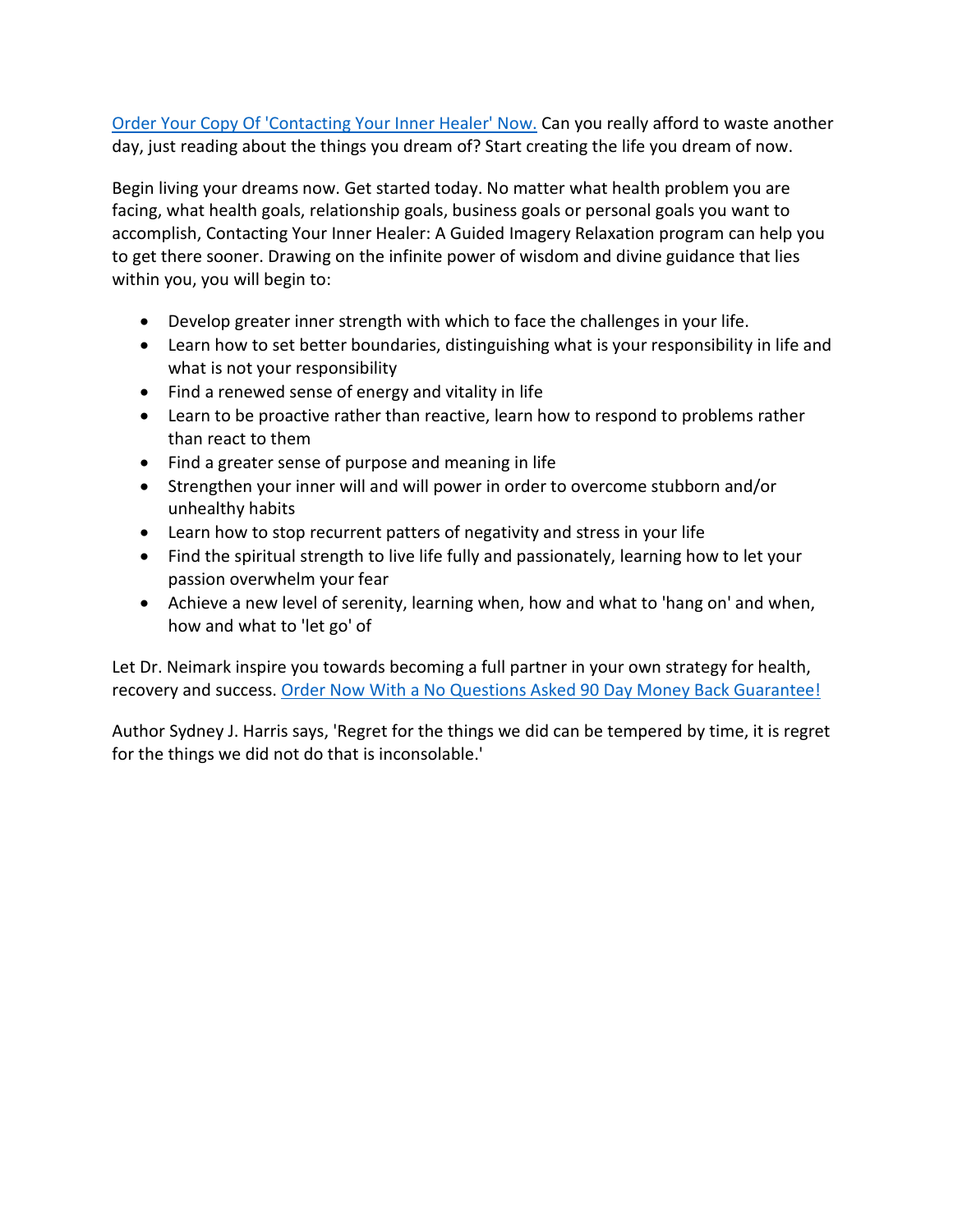[Order Your Copy Of 'Contacting Your Inner Healer' Now.] Can you really afford to waste another day, just reading about the things you dream of? Start creating the life you dream of now.

Begin living your dreams now. Get started today. No matter what health problem you are facing, what health goals, relationship goals, business goals or personal goals you want to accomplish, Contacting Your Inner Healer: A Guided Imagery Relaxation program can help you to get there sooner. Drawing on the infinite power of wisdom and divine guidance that lies within you, you will begin to:

- Develop greater inner strength with which to face the challenges in your life.
- Learn how to set better boundaries, distinguishing what is your responsibility in life and what is not your responsibility
- Find a renewed sense of energy and vitality in life
- Learn to be proactive rather than reactive, learn how to respond to problems rather than react to them
- Find a greater sense of purpose and meaning in life
- Strengthen your inner will and will power in order to overcome stubborn and/or unhealthy habits
- Learn how to stop recurrent patters of negativity and stress in your life
- Find the spiritual strength to live life fully and passionately, learning how to let your passion overwhelm your fear
- Achieve a new level of serenity, learning when, how and what to 'hang on' and when, how and what to 'let go' of

Let Dr. Neimark inspire you towards becoming a full partner in your own strategy for health, recovery and success. [Order Now With a No Questions Asked 90 Day Money Back Guarantee!]

Author Sydney J. Harris says, 'Regret for the things we did can be tempered by time, it is regret for the things we did not do that is inconsolable.'